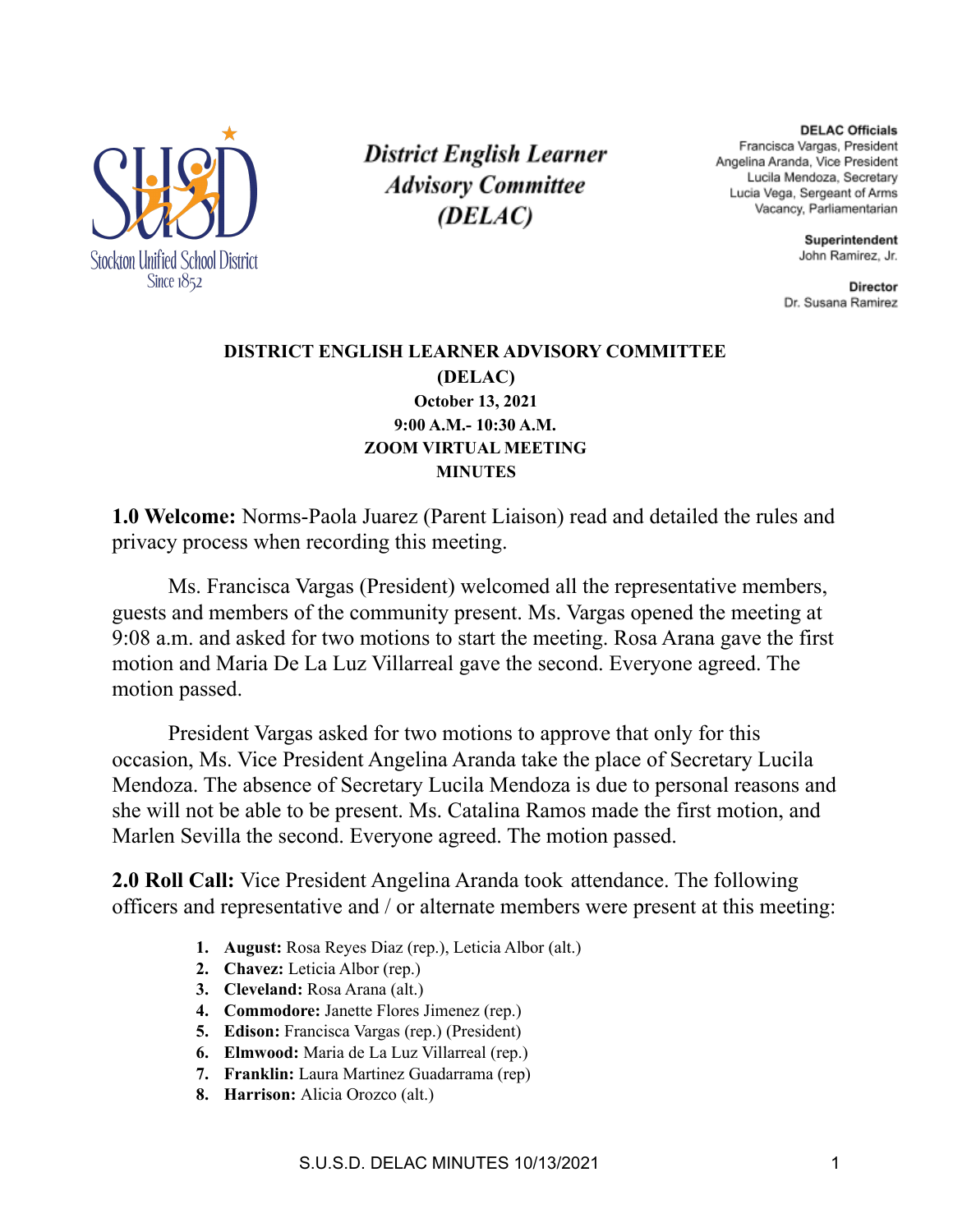District English Learner Advisory Committee (DELAC)

**DELAC Officials**
Francisca Vargas, President
Angelina Aranda, Vice President
Lucila Mendoza, Secretary
Lucia Vega, Sergeant of Arms
Vacancy, Parliamentarian

**Superintendent**
John Ramirez, Jr.

**Director**
Dr. Susana Ramirez

**DISTRICT ENGLISH LEARNER ADVISORY COMMITTEE (DELAC)**
**October 13, 2021**
**9:00 A.M.- 10:30 A.M.**
**ZOOM VIRTUAL MEETING**
**MINUTES**

**1.0 Welcome:** Norms-Paola Juarez (Parent Liaison) read and detailed the rules and privacy process when recording this meeting.

Ms. Francisca Vargas (President) welcomed all the representative members, guests and members of the community present. Ms. Vargas opened the meeting at 9:08 a.m. and asked for two motions to start the meeting. Rosa Arana gave the first motion and Maria De La Luz Villarreal gave the second. Everyone agreed. The motion passed.

President Vargas asked for two motions to approve that only for this occasion, Ms. Vice President Angelina Aranda take the place of Secretary Lucila Mendoza. The absence of Secretary Lucila Mendoza is due to personal reasons and she will not be able to be present. Ms. Catalina Ramos made the first motion, and Marlen Sevilla the second. Everyone agreed. The motion passed.

**2.0 Roll Call:** Vice President Angelina Aranda took attendance. The following officers and representative and / or alternate members were present at this meeting:

1. **August:** Rosa Reyes Diaz (rep.), Leticia Albor (alt.)
2. **Chavez:** Leticia Albor (rep.)
3. **Cleveland:** Rosa Arana (alt.)
4. **Commodore:** Janette Flores Jimenez (rep.)
5. **Edison:** Francisca Vargas (rep.) (President)
6. **Elmwood:** Maria de La Luz Villarreal (rep.)
7. **Franklin:** Laura Martinez Guadarrama (rep)
8. **Harrison:** Alicia Orozco (alt.)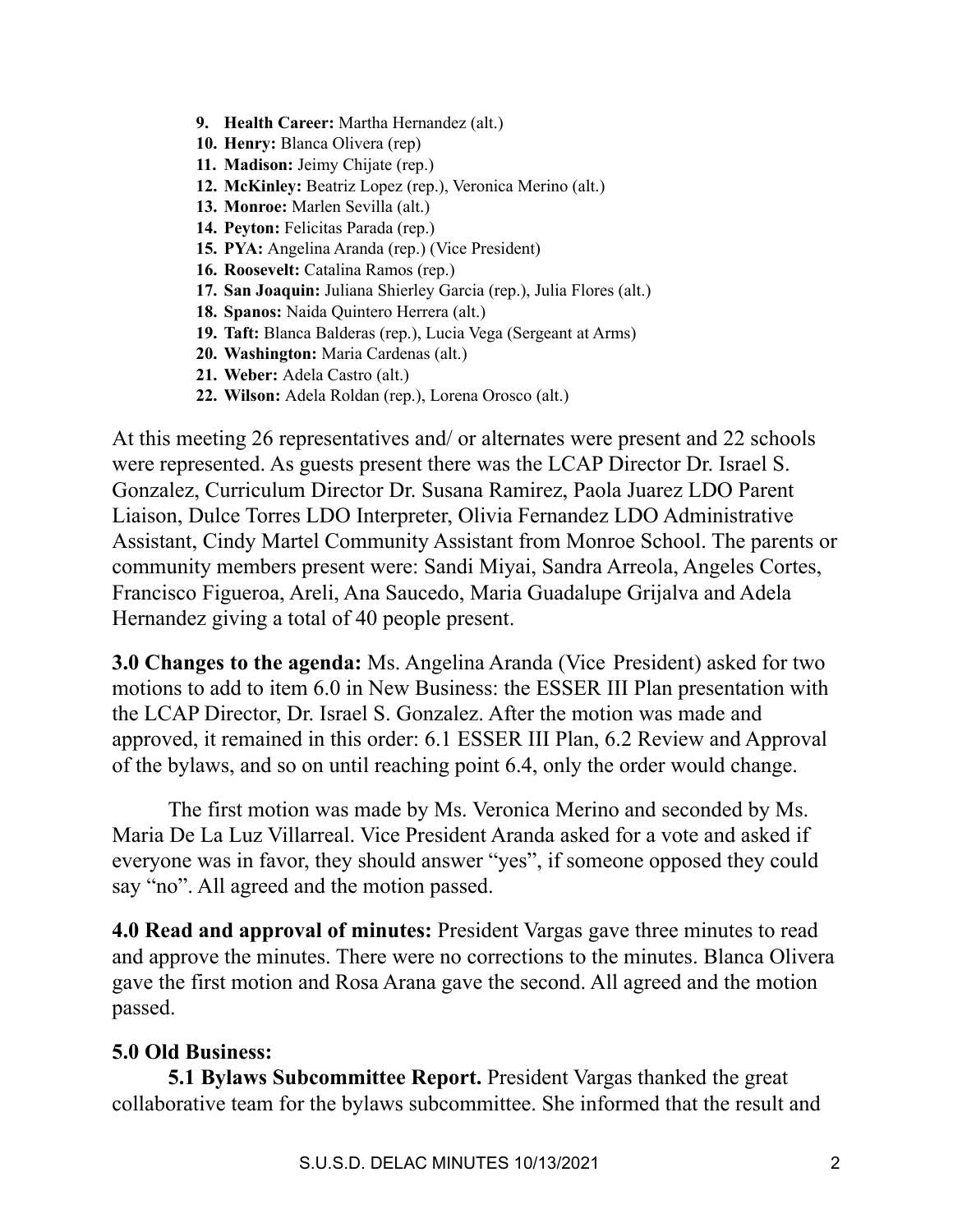9. **Health Career:** Martha Hernandez (alt.)
10. **Henry:** Blanca Olivera (rep)
11. **Madison:** Jeimy Chijate (rep.)
12. **McKinley:** Beatriz Lopez (rep.), Veronica Merino (alt.)
13. **Monroe:** Marlen Sevilla (alt.)
14. **Peyton:** Felicitas Parada (rep.)
15. **PYA:** Angelina Aranda (rep.) (Vice President)
16. **Roosevelt:** Catalina Ramos (rep.)
17. **San Joaquin:** Juliana Shierley Garcia (rep.), Julia Flores (alt.)
18. **Spanos:** Naida Quintero Herrera (alt.)
19. **Taft:** Blanca Balderas (rep.), Lucia Vega (Sergeant at Arms)
20. **Washington:** Maria Cardenas (alt.)
21. **Weber:** Adela Castro (alt.)
22. **Wilson:** Adela Roldan (rep.), Lorena Orosco (alt.)

At this meeting 26 representatives and/ or alternates were present and 22 schools were represented. As guests present there was the LCAP Director Dr. Israel S. Gonzalez, Curriculum Director Dr. Susana Ramirez, Paola Juarez LDO Parent Liaison, Dulce Torres LDO Interpreter, Olivia Fernandez LDO Administrative Assistant, Cindy Martel Community Assistant from Monroe School. The parents or community members present were: Sandi Miyai, Sandra Arreola, Angeles Cortes, Francisco Figueroa, Areli, Ana Saucedo, Maria Guadalupe Grijalva and Adela Hernandez giving a total of 40 people present.

**3.0 Changes to the agenda:** Ms. Angelina Aranda (Vice President) asked for two motions to add to item 6.0 in New Business: the ESSER III Plan presentation with the LCAP Director, Dr. Israel S. Gonzalez. After the motion was made and approved, it remained in this order: 6.1 ESSER III Plan, 6.2 Review and Approval of the bylaws, and so on until reaching point 6.4, only the order would change.

The first motion was made by Ms. Veronica Merino and seconded by Ms. Maria De La Luz Villarreal. Vice President Aranda asked for a vote and asked if everyone was in favor, they should answer "yes", if someone opposed they could say "no". All agreed and the motion passed.

**4.0 Read and approval of minutes:** President Vargas gave three minutes to read and approve the minutes. There were no corrections to the minutes. Blanca Olivera gave the first motion and Rosa Arana gave the second. All agreed and the motion passed.

**5.0 Old Business:**

**5.1 Bylaws Subcommittee Report.** President Vargas thanked the great collaborative team for the bylaws subcommittee. She informed that the result and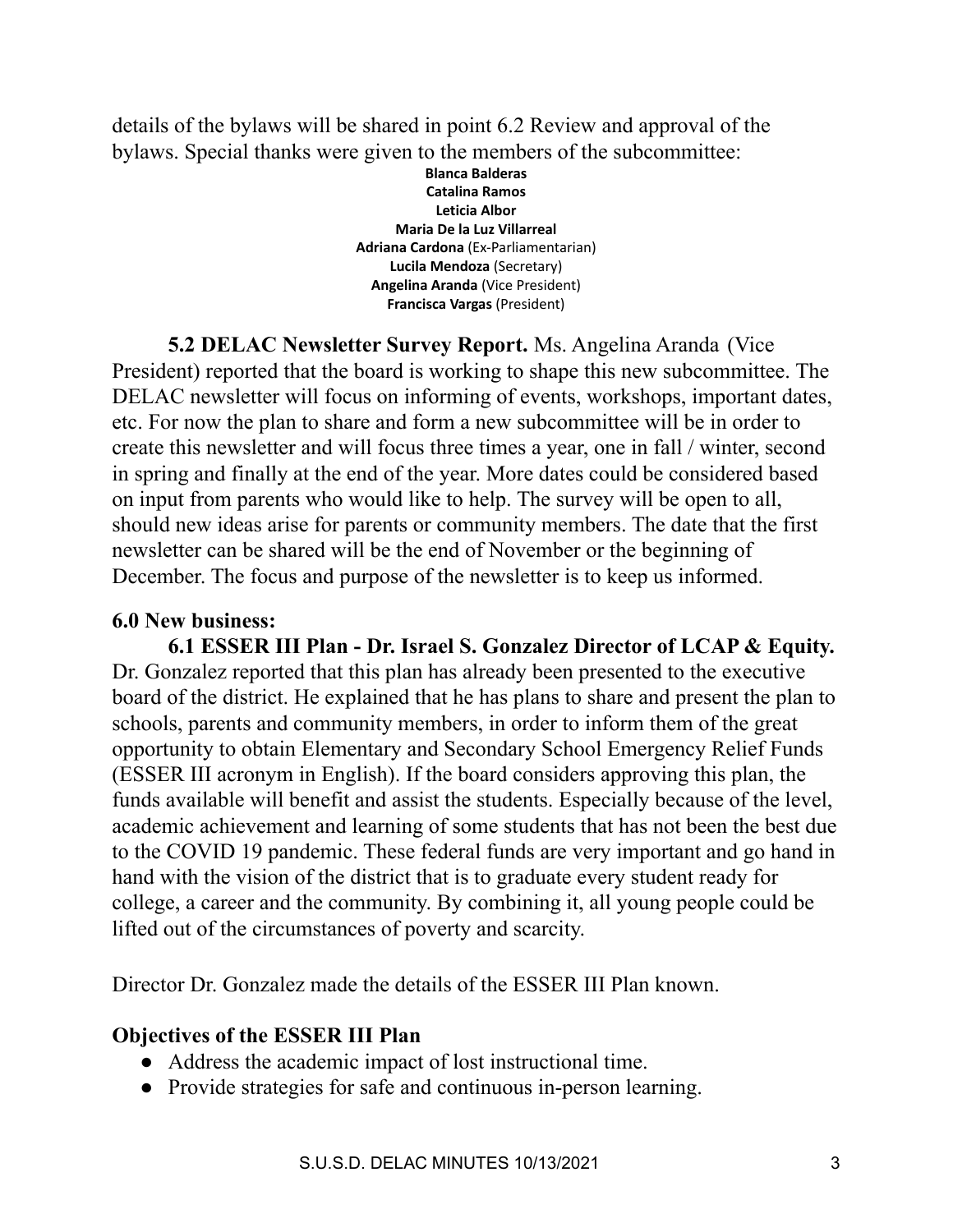details of the bylaws will be shared in point 6.2 Review and approval of the bylaws. Special thanks were given to the members of the subcommittee:

**Blanca Balderas**
**Catalina Ramos**
**Leticia Albor**
**Maria De la Luz Villarreal**
**Adriana Cardona** (Ex-Parliamentarian)
**Lucila Mendoza** (Secretary)
**Angelina Aranda** (Vice President)
**Francisca Vargas** (President)

**5.2 DELAC Newsletter Survey Report.** Ms. Angelina Aranda (Vice President) reported that the board is working to shape this new subcommittee. The DELAC newsletter will focus on informing of events, workshops, important dates, etc. For now the plan to share and form a new subcommittee will be in order to create this newsletter and will focus three times a year, one in fall / winter, second in spring and finally at the end of the year. More dates could be considered based on input from parents who would like to help. The survey will be open to all, should new ideas arise for parents or community members. The date that the first newsletter can be shared will be the end of November or the beginning of December. The focus and purpose of the newsletter is to keep us informed.

**6.0 New business:**

**6.1 ESSER III Plan - Dr. Israel S. Gonzalez Director of LCAP & Equity.** Dr. Gonzalez reported that this plan has already been presented to the executive board of the district. He explained that he has plans to share and present the plan to schools, parents and community members, in order to inform them of the great opportunity to obtain Elementary and Secondary School Emergency Relief Funds (ESSER III acronym in English). If the board considers approving this plan, the funds available will benefit and assist the students. Especially because of the level, academic achievement and learning of some students that has not been the best due to the COVID 19 pandemic. These federal funds are very important and go hand in hand with the vision of the district that is to graduate every student ready for college, a career and the community. By combining it, all young people could be lifted out of the circumstances of poverty and scarcity.

Director Dr. Gonzalez made the details of the ESSER III Plan known.

**Objectives of the ESSER III Plan**

- Address the academic impact of lost instructional time.
- Provide strategies for safe and continuous in-person learning.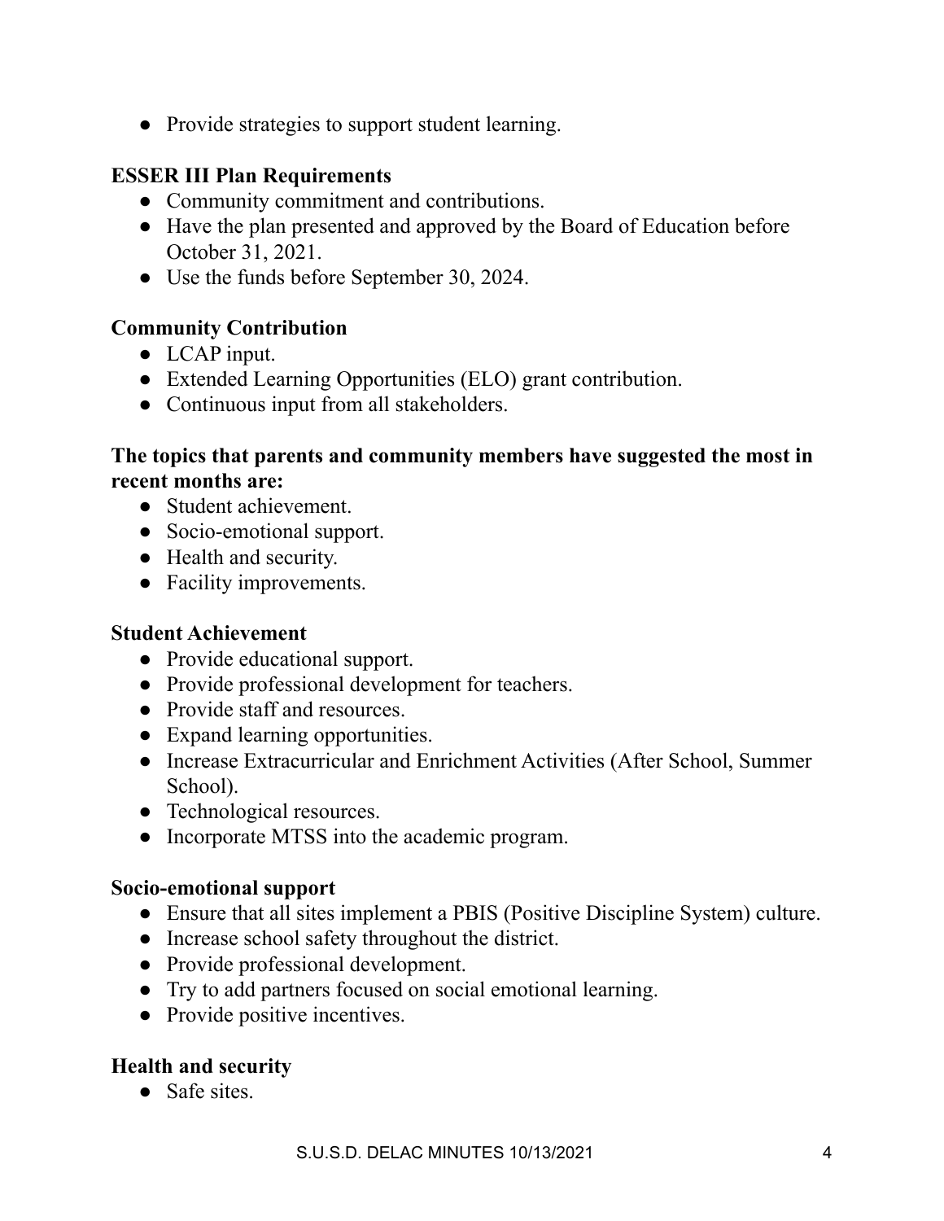- Provide strategies to support student learning.

**ESSER III Plan Requirements**

- Community commitment and contributions.
- Have the plan presented and approved by the Board of Education before October 31, 2021.
- Use the funds before September 30, 2024.

**Community Contribution**

- LCAP input.
- Extended Learning Opportunities (ELO) grant contribution.
- Continuous input from all stakeholders.

**The topics that parents and community members have suggested the most in recent months are:**

- Student achievement.
- Socio-emotional support.
- Health and security.
- Facility improvements.

**Student Achievement**

- Provide educational support.
- Provide professional development for teachers.
- Provide staff and resources.
- Expand learning opportunities.
- Increase Extracurricular and Enrichment Activities (After School, Summer School).
- Technological resources.
- Incorporate MTSS into the academic program.

**Socio-emotional support**

- Ensure that all sites implement a PBIS (Positive Discipline System) culture.
- Increase school safety throughout the district.
- Provide professional development.
- Try to add partners focused on social emotional learning.
- Provide positive incentives.

**Health and security**

- Safe sites.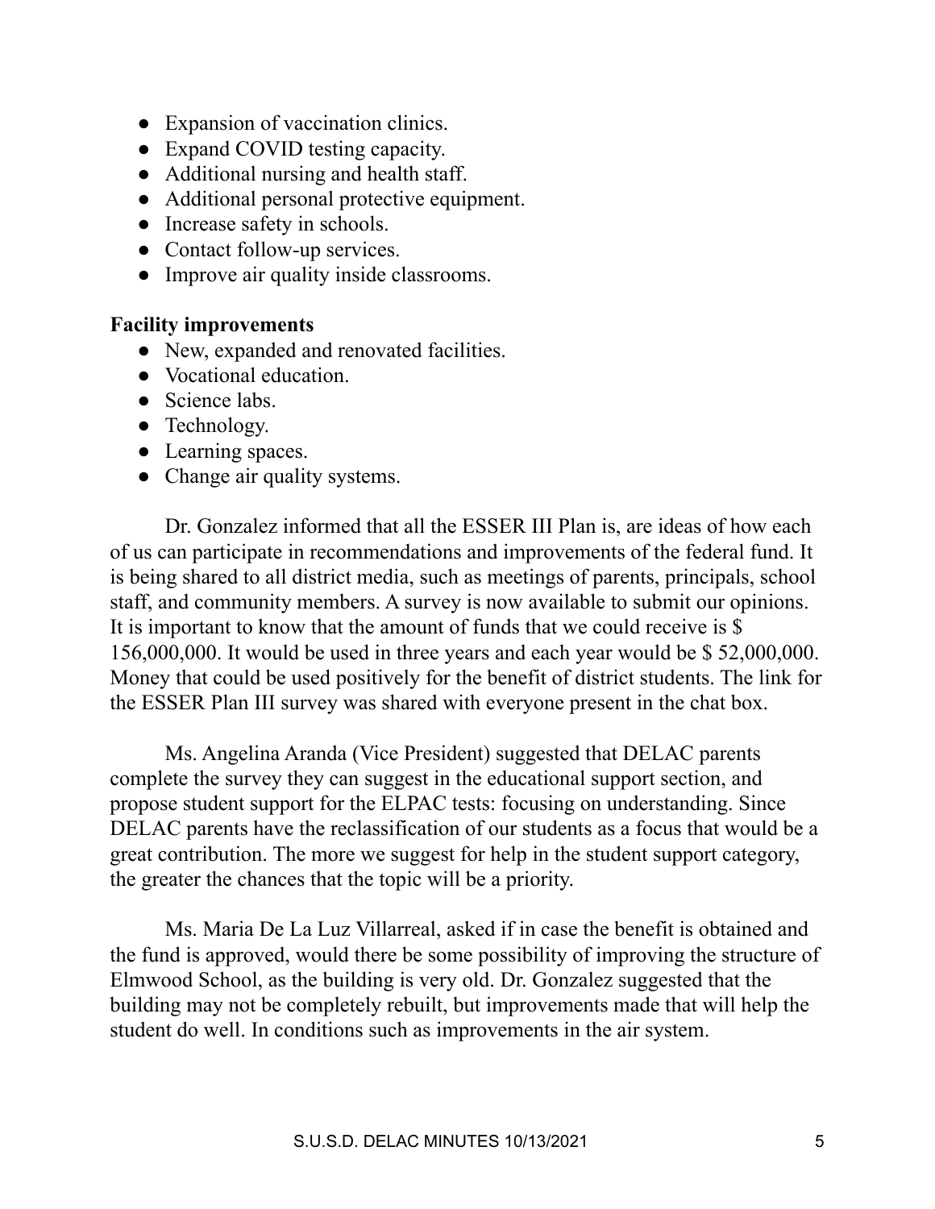- Expansion of vaccination clinics.
- Expand COVID testing capacity.
- Additional nursing and health staff.
- Additional personal protective equipment.
- Increase safety in schools.
- Contact follow-up services.
- Improve air quality inside classrooms.

**Facility improvements**

- New, expanded and renovated facilities.
- Vocational education.
- Science labs.
- Technology.
- Learning spaces.
- Change air quality systems.

Dr. Gonzalez informed that all the ESSER III Plan is, are ideas of how each of us can participate in recommendations and improvements of the federal fund. It is being shared to all district media, such as meetings of parents, principals, school staff, and community members. A survey is now available to submit our opinions. It is important to know that the amount of funds that we could receive is $ 156,000,000. It would be used in three years and each year would be $ 52,000,000. Money that could be used positively for the benefit of district students. The link for the ESSER Plan III survey was shared with everyone present in the chat box.

Ms. Angelina Aranda (Vice President) suggested that DELAC parents complete the survey they can suggest in the educational support section, and propose student support for the ELPAC tests: focusing on understanding. Since DELAC parents have the reclassification of our students as a focus that would be a great contribution. The more we suggest for help in the student support category, the greater the chances that the topic will be a priority.

Ms. Maria De La Luz Villarreal, asked if in case the benefit is obtained and the fund is approved, would there be some possibility of improving the structure of Elmwood School, as the building is very old. Dr. Gonzalez suggested that the building may not be completely rebuilt, but improvements made that will help the student do well. In conditions such as improvements in the air system.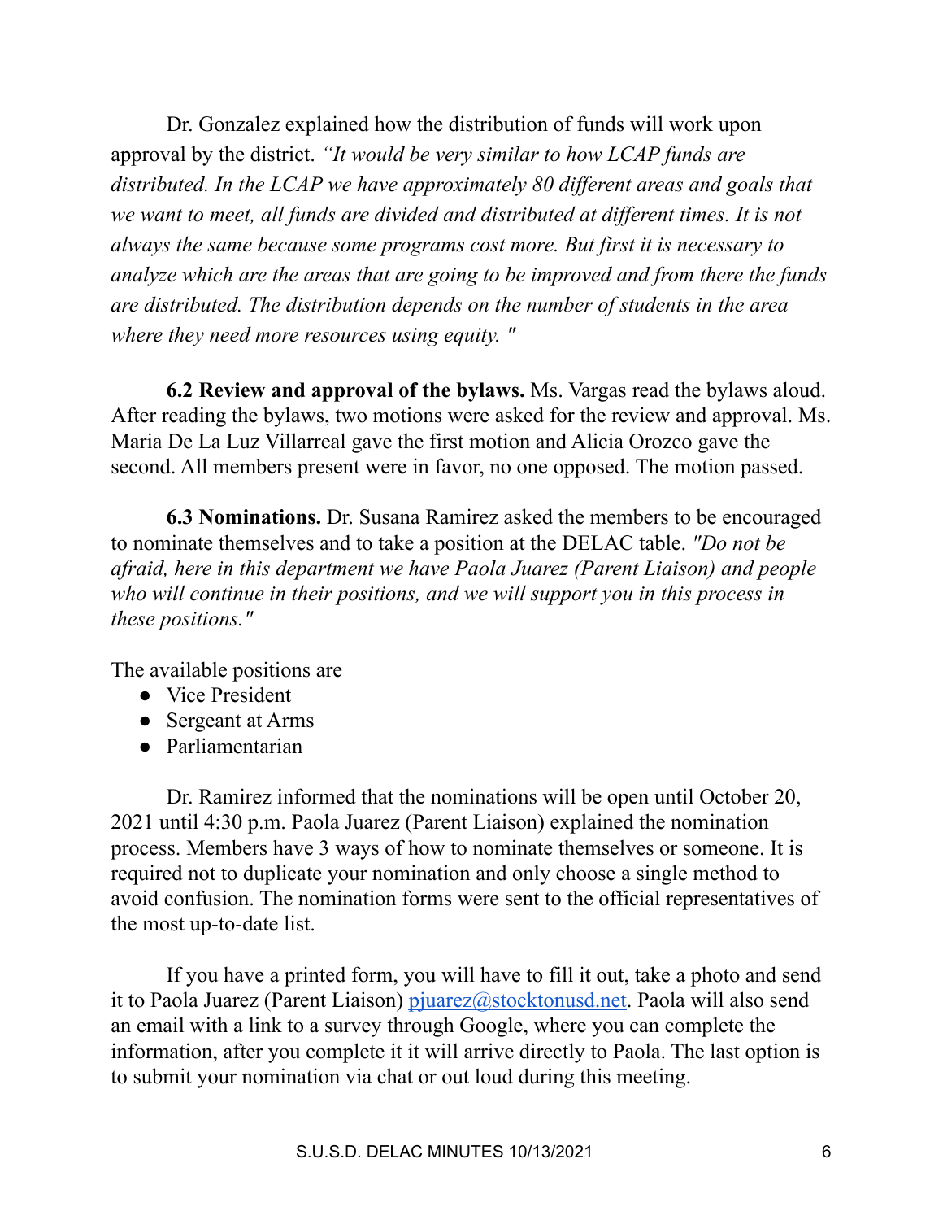Dr. Gonzalez explained how the distribution of funds will work upon approval by the district. *"It would be very similar to how LCAP funds are distributed. In the LCAP we have approximately 80 different areas and goals that we want to meet, all funds are divided and distributed at different times. It is not always the same because some programs cost more. But first it is necessary to analyze which are the areas that are going to be improved and from there the funds are distributed. The distribution depends on the number of students in the area where they need more resources using equity. "*

**6.2 Review and approval of the bylaws.** Ms. Vargas read the bylaws aloud. After reading the bylaws, two motions were asked for the review and approval. Ms. Maria De La Luz Villarreal gave the first motion and Alicia Orozco gave the second. All members present were in favor, no one opposed. The motion passed.

**6.3 Nominations.** Dr. Susana Ramirez asked the members to be encouraged to nominate themselves and to take a position at the DELAC table. *"Do not be afraid, here in this department we have Paola Juarez (Parent Liaison) and people who will continue in their positions, and we will support you in this process in these positions."*

The available positions are

- Vice President
- Sergeant at Arms
- Parliamentarian

Dr. Ramirez informed that the nominations will be open until October 20, 2021 until 4:30 p.m. Paola Juarez (Parent Liaison) explained the nomination process. Members have 3 ways of how to nominate themselves or someone. It is required not to duplicate your nomination and only choose a single method to avoid confusion. The nomination forms were sent to the official representatives of the most up-to-date list.

If you have a printed form, you will have to fill it out, take a photo and send it to Paola Juarez (Parent Liaison) pjuarez@stocktonusd.net. Paola will also send an email with a link to a survey through Google, where you can complete the information, after you complete it it will arrive directly to Paola. The last option is to submit your nomination via chat or out loud during this meeting.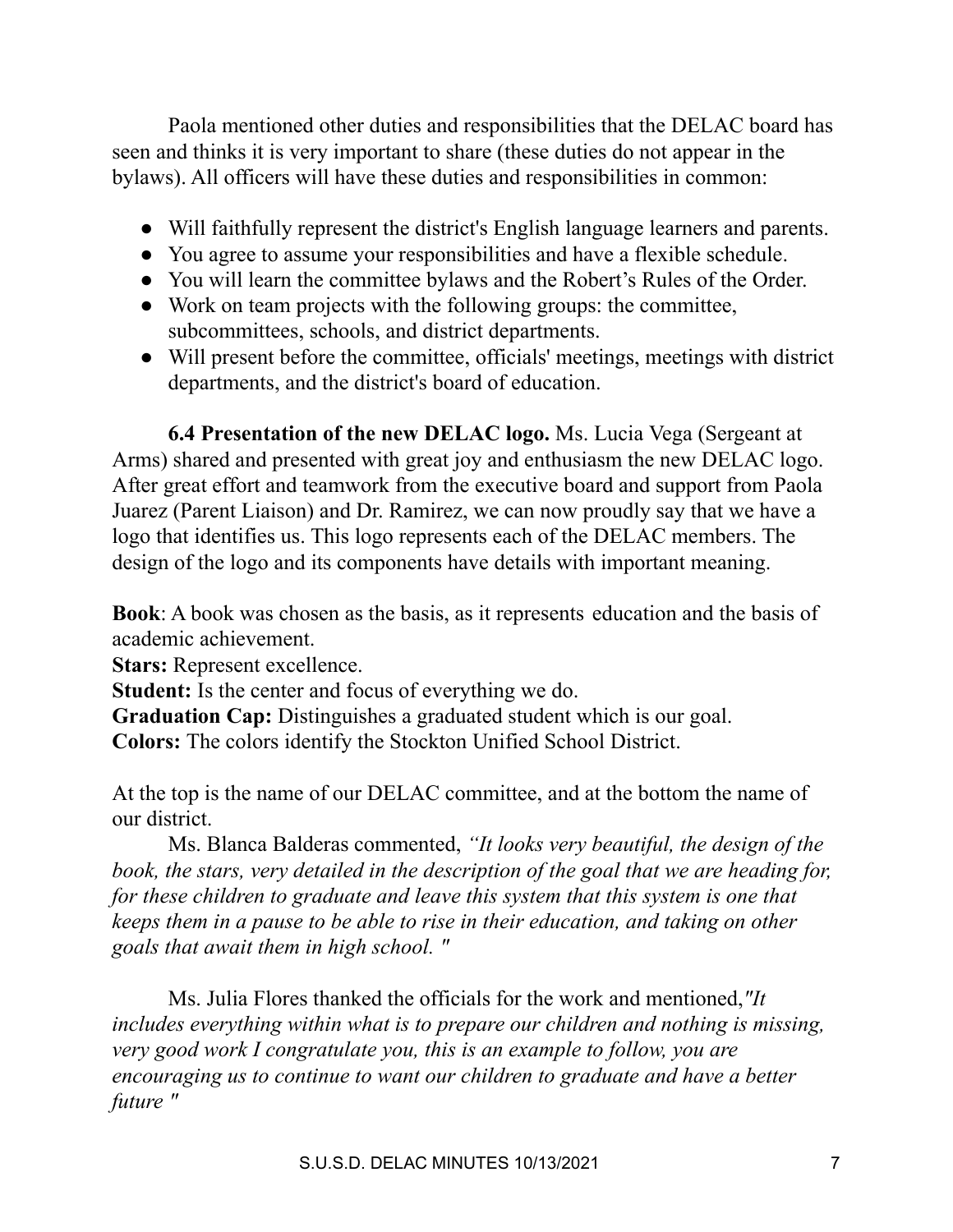Paola mentioned other duties and responsibilities that the DELAC board has seen and thinks it is very important to share (these duties do not appear in the bylaws). All officers will have these duties and responsibilities in common:

- Will faithfully represent the district's English language learners and parents.
- You agree to assume your responsibilities and have a flexible schedule.
- You will learn the committee bylaws and the Robert's Rules of the Order.
- Work on team projects with the following groups: the committee, subcommittees, schools, and district departments.
- Will present before the committee, officials' meetings, meetings with district departments, and the district's board of education.

**6.4 Presentation of the new DELAC logo.** Ms. Lucia Vega (Sergeant at Arms) shared and presented with great joy and enthusiasm the new DELAC logo. After great effort and teamwork from the executive board and support from Paola Juarez (Parent Liaison) and Dr. Ramirez, we can now proudly say that we have a logo that identifies us. This logo represents each of the DELAC members. The design of the logo and its components have details with important meaning.

**Book**: A book was chosen as the basis, as it represents education and the basis of academic achievement.
**Stars:** Represent excellence.
**Student:** Is the center and focus of everything we do.
**Graduation Cap:** Distinguishes a graduated student which is our goal.
**Colors:** The colors identify the Stockton Unified School District.

At the top is the name of our DELAC committee, and at the bottom the name of our district.

Ms. Blanca Balderas commented, *"It looks very beautiful, the design of the book, the stars, very detailed in the description of the goal that we are heading for, for these children to graduate and leave this system that this system is one that keeps them in a pause to be able to rise in their education, and taking on other goals that await them in high school. "*

Ms. Julia Flores thanked the officials for the work and mentioned,*"It includes everything within what is to prepare our children and nothing is missing, very good work I congratulate you, this is an example to follow, you are encouraging us to continue to want our children to graduate and have a better future "*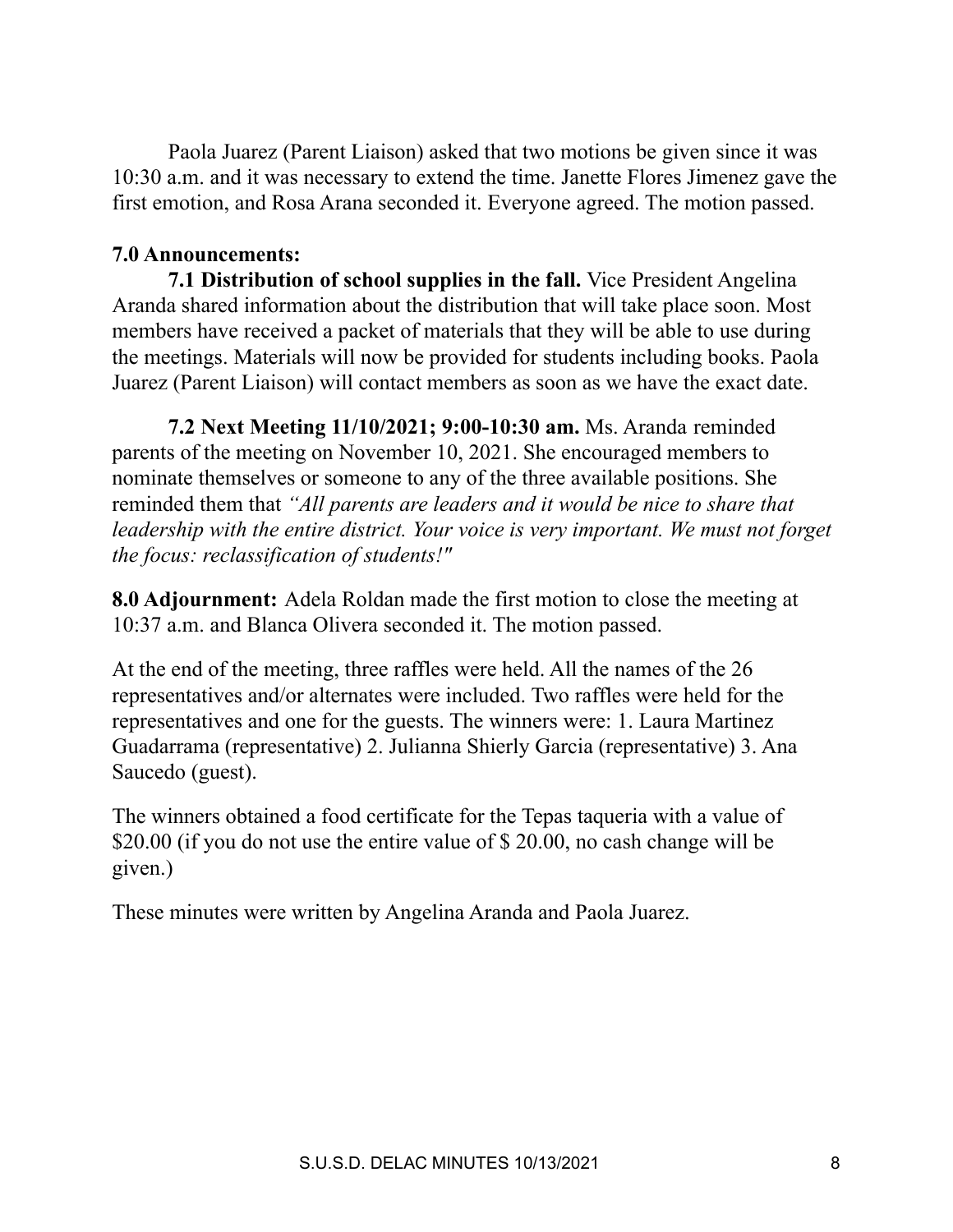Paola Juarez (Parent Liaison) asked that two motions be given since it was 10:30 a.m. and it was necessary to extend the time. Janette Flores Jimenez gave the first emotion, and Rosa Arana seconded it. Everyone agreed. The motion passed.

**7.0 Announcements:**

**7.1 Distribution of school supplies in the fall.** Vice President Angelina Aranda shared information about the distribution that will take place soon. Most members have received a packet of materials that they will be able to use during the meetings. Materials will now be provided for students including books. Paola Juarez (Parent Liaison) will contact members as soon as we have the exact date.

**7.2 Next Meeting 11/10/2021; 9:00-10:30 am.** Ms. Aranda reminded parents of the meeting on November 10, 2021. She encouraged members to nominate themselves or someone to any of the three available positions. She reminded them that *"All parents are leaders and it would be nice to share that leadership with the entire district. Your voice is very important. We must not forget the focus: reclassification of students!"*

**8.0 Adjournment:** Adela Roldan made the first motion to close the meeting at 10:37 a.m. and Blanca Olivera seconded it. The motion passed.

At the end of the meeting, three raffles were held. All the names of the 26 representatives and/or alternates were included. Two raffles were held for the representatives and one for the guests. The winners were: 1. Laura Martinez Guadarrama (representative) 2. Julianna Shierly Garcia (representative) 3. Ana Saucedo (guest).

The winners obtained a food certificate for the Tepas taqueria with a value of $20.00 (if you do not use the entire value of $ 20.00, no cash change will be given.)

These minutes were written by Angelina Aranda and Paola Juarez.